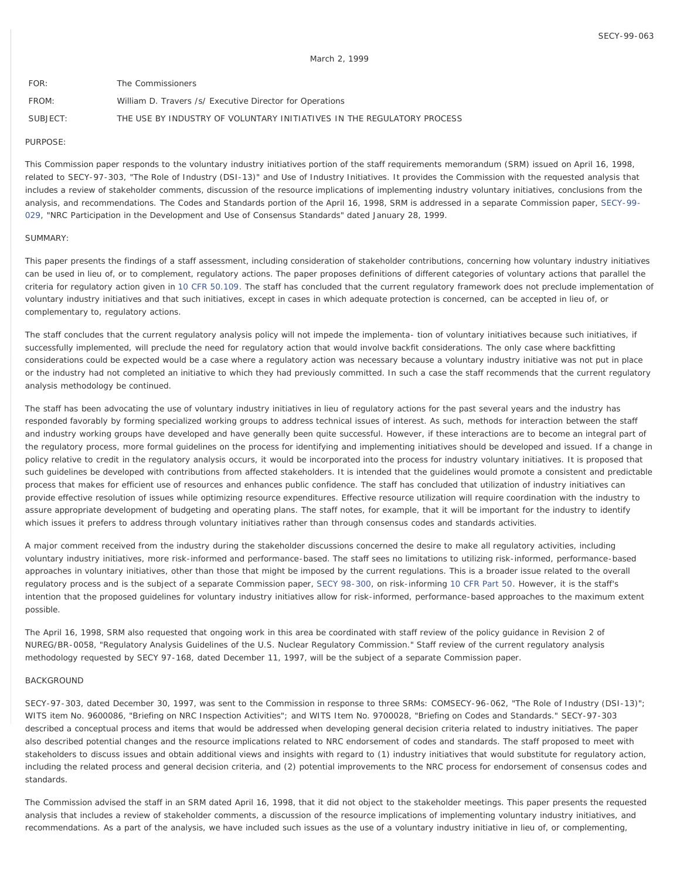SECY-99-063

March 2, 1999

| | |
|---|---|
| FOR: | The Commissioners |
| FROM: | William D. Travers /s/ Executive Director for Operations |
| SUBJECT: | THE USE BY INDUSTRY OF VOLUNTARY INITIATIVES IN THE REGULATORY PROCESS |

PURPOSE:

This Commission paper responds to the voluntary industry initiatives portion of the staff requirements memorandum (SRM) issued on April 16, 1998, related to SECY-97-303, "The Role of Industry (DSI-13)" and Use of Industry Initiatives. It provides the Commission with the requested analysis that includes a review of stakeholder comments, discussion of the resource implications of implementing industry voluntary initiatives, conclusions from the analysis, and recommendations. The Codes and Standards portion of the April 16, 1998, SRM is addressed in a separate Commission paper, SECY-99-029, "NRC Participation in the Development and Use of Consensus Standards" dated January 28, 1999.

SUMMARY:

This paper presents the findings of a staff assessment, including consideration of stakeholder contributions, concerning how voluntary industry initiatives can be used in lieu of, or to complement, regulatory actions. The paper proposes definitions of different categories of voluntary actions that parallel the criteria for regulatory action given in 10 CFR 50.109. The staff has concluded that the current regulatory framework does not preclude implementation of voluntary industry initiatives and that such initiatives, except in cases in which adequate protection is concerned, can be accepted in lieu of, or complementary to, regulatory actions.

The staff concludes that the current regulatory analysis policy will not impede the implementa- tion of voluntary initiatives because such initiatives, if successfully implemented, will preclude the need for regulatory action that would involve backfit considerations. The only case where backfitting considerations could be expected would be a case where a regulatory action was necessary because a voluntary industry initiative was not put in place or the industry had not completed an initiative to which they had previously committed. In such a case the staff recommends that the current regulatory analysis methodology be continued.

The staff has been advocating the use of voluntary industry initiatives in lieu of regulatory actions for the past several years and the industry has responded favorably by forming specialized working groups to address technical issues of interest. As such, methods for interaction between the staff and industry working groups have developed and have generally been quite successful. However, if these interactions are to become an integral part of the regulatory process, more formal guidelines on the process for identifying and implementing initiatives should be developed and issued. If a change in policy relative to credit in the regulatory analysis occurs, it would be incorporated into the process for industry voluntary initiatives. It is proposed that such guidelines be developed with contributions from affected stakeholders. It is intended that the guidelines would promote a consistent and predictable process that makes for efficient use of resources and enhances public confidence. The staff has concluded that utilization of industry initiatives can provide effective resolution of issues while optimizing resource expenditures. Effective resource utilization will require coordination with the industry to assure appropriate development of budgeting and operating plans. The staff notes, for example, that it will be important for the industry to identify which issues it prefers to address through voluntary initiatives rather than through consensus codes and standards activities.

A major comment received from the industry during the stakeholder discussions concerned the desire to make all regulatory activities, including voluntary industry initiatives, more risk-informed and performance-based. The staff sees no limitations to utilizing risk-informed, performance-based approaches in voluntary initiatives, other than those that might be imposed by the current regulations. This is a broader issue related to the overall regulatory process and is the subject of a separate Commission paper, SECY 98-300, on risk-informing 10 CFR Part 50. However, it is the staff's intention that the proposed guidelines for voluntary industry initiatives allow for risk-informed, performance-based approaches to the maximum extent possible.

The April 16, 1998, SRM also requested that ongoing work in this area be coordinated with staff review of the policy guidance in Revision 2 of NUREG/BR-0058, "Regulatory Analysis Guidelines of the U.S. Nuclear Regulatory Commission." Staff review of the current regulatory analysis methodology requested by SECY 97-168, dated December 11, 1997, will be the subject of a separate Commission paper.

BACKGROUND

SECY-97-303, dated December 30, 1997, was sent to the Commission in response to three SRMs: COMSECY-96-062, "The Role of Industry (DSI-13)"; WITS item No. 9600086, "Briefing on NRC Inspection Activities"; and WITS Item No. 9700028, "Briefing on Codes and Standards." SECY-97-303 described a conceptual process and items that would be addressed when developing general decision criteria related to industry initiatives. The paper also described potential changes and the resource implications related to NRC endorsement of codes and standards. The staff proposed to meet with stakeholders to discuss issues and obtain additional views and insights with regard to (1) industry initiatives that would substitute for regulatory action, including the related process and general decision criteria, and (2) potential improvements to the NRC process for endorsement of consensus codes and standards.

The Commission advised the staff in an SRM dated April 16, 1998, that it did not object to the stakeholder meetings. This paper presents the requested analysis that includes a review of stakeholder comments, a discussion of the resource implications of implementing voluntary industry initiatives, and recommendations. As a part of the analysis, we have included such issues as the use of a voluntary industry initiative in lieu of, or complementing,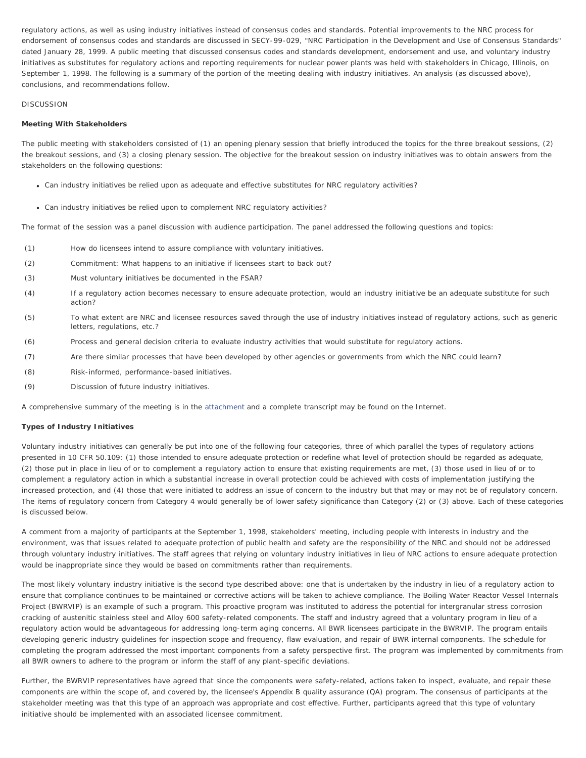regulatory actions, as well as using industry initiatives instead of consensus codes and standards. Potential improvements to the NRC process for endorsement of consensus codes and standards are discussed in SECY-99-029, "NRC Participation in the Development and Use of Consensus Standards" dated January 28, 1999. A public meeting that discussed consensus codes and standards development, endorsement and use, and voluntary industry initiatives as substitutes for regulatory actions and reporting requirements for nuclear power plants was held with stakeholders in Chicago, Illinois, on September 1, 1998. The following is a summary of the portion of the meeting dealing with industry initiatives. An analysis (as discussed above), conclusions, and recommendations follow.

DISCUSSION

**Meeting With Stakeholders**

The public meeting with stakeholders consisted of (1) an opening plenary session that briefly introduced the topics for the three breakout sessions, (2) the breakout sessions, and (3) a closing plenary session. The objective for the breakout session on industry initiatives was to obtain answers from the stakeholders on the following questions:

- Can industry initiatives be relied upon as adequate and effective substitutes for NRC regulatory activities?
- Can industry initiatives be relied upon to complement NRC regulatory activities?

The format of the session was a panel discussion with audience participation. The panel addressed the following questions and topics:

(1) How do licensees intend to assure compliance with voluntary initiatives.

(2) Commitment: What happens to an initiative if licensees start to back out?

(3) Must voluntary initiatives be documented in the FSAR?

(4) If a regulatory action becomes necessary to ensure adequate protection, would an industry initiative be an adequate substitute for such action?

(5) To what extent are NRC and licensee resources saved through the use of industry initiatives instead of regulatory actions, such as generic letters, regulations, etc.?

(6) Process and general decision criteria to evaluate industry activities that would substitute for regulatory actions.

(7) Are there similar processes that have been developed by other agencies or governments from which the NRC could learn?

(8) Risk-informed, performance-based initiatives.

(9) Discussion of future industry initiatives.

A comprehensive summary of the meeting is in the attachment and a complete transcript may be found on the Internet.

**Types of Industry Initiatives**

Voluntary industry initiatives can generally be put into one of the following four categories, three of which parallel the types of regulatory actions presented in 10 CFR 50.109: (1) those intended to ensure adequate protection or redefine what level of protection should be regarded as adequate, (2) those put in place in lieu of or to complement a regulatory action to ensure that existing requirements are met, (3) those used in lieu of or to complement a regulatory action in which a substantial increase in overall protection could be achieved with costs of implementation justifying the increased protection, and (4) those that were initiated to address an issue of concern to the industry but that may or may not be of regulatory concern. The items of regulatory concern from Category 4 would generally be of lower safety significance than Category (2) or (3) above. Each of these categories is discussed below.

A comment from a majority of participants at the September 1, 1998, stakeholders' meeting, including people with interests in industry and the environment, was that issues related to adequate protection of public health and safety are the responsibility of the NRC and should not be addressed through voluntary industry initiatives. The staff agrees that relying on voluntary industry initiatives in lieu of NRC actions to ensure adequate protection would be inappropriate since they would be based on commitments rather than requirements.

The most likely voluntary industry initiative is the second type described above: one that is undertaken by the industry in lieu of a regulatory action to ensure that compliance continues to be maintained or corrective actions will be taken to achieve compliance. The Boiling Water Reactor Vessel Internals Project (BWRVIP) is an example of such a program. This proactive program was instituted to address the potential for intergranular stress corrosion cracking of austenitic stainless steel and Alloy 600 safety-related components. The staff and industry agreed that a voluntary program in lieu of a regulatory action would be advantageous for addressing long-term aging concerns. All BWR licensees participate in the BWRVIP. The program entails developing generic industry guidelines for inspection scope and frequency, flaw evaluation, and repair of BWR internal components. The schedule for completing the program addressed the most important components from a safety perspective first. The program was implemented by commitments from all BWR owners to adhere to the program or inform the staff of any plant-specific deviations.

Further, the BWRVIP representatives have agreed that since the components were safety-related, actions taken to inspect, evaluate, and repair these components are within the scope of, and covered by, the licensee's Appendix B quality assurance (QA) program. The consensus of participants at the stakeholder meeting was that this type of an approach was appropriate and cost effective. Further, participants agreed that this type of voluntary initiative should be implemented with an associated licensee commitment.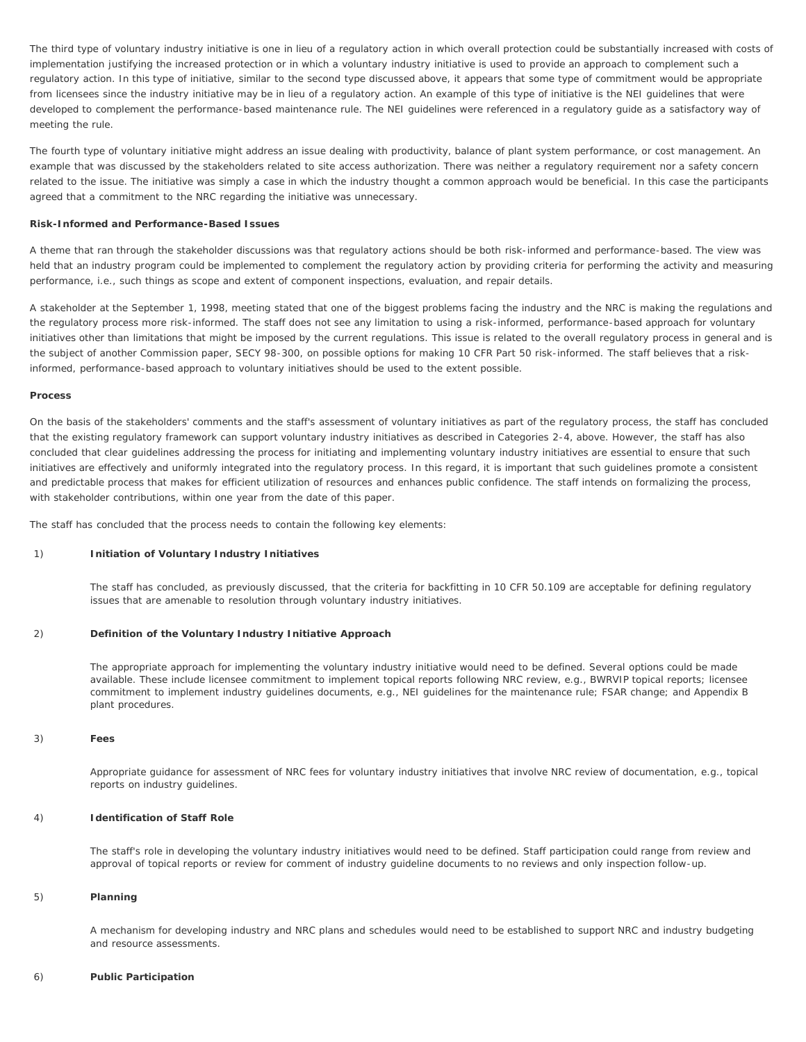The third type of voluntary industry initiative is one in lieu of a regulatory action in which overall protection could be substantially increased with costs of implementation justifying the increased protection or in which a voluntary industry initiative is used to provide an approach to complement such a regulatory action. In this type of initiative, similar to the second type discussed above, it appears that some type of commitment would be appropriate from licensees since the industry initiative may be in lieu of a regulatory action. An example of this type of initiative is the NEI guidelines that were developed to complement the performance-based maintenance rule. The NEI guidelines were referenced in a regulatory guide as a satisfactory way of meeting the rule.

The fourth type of voluntary initiative might address an issue dealing with productivity, balance of plant system performance, or cost management. An example that was discussed by the stakeholders related to site access authorization. There was neither a regulatory requirement nor a safety concern related to the issue. The initiative was simply a case in which the industry thought a common approach would be beneficial. In this case the participants agreed that a commitment to the NRC regarding the initiative was unnecessary.

**Risk-Informed and Performance-Based Issues**

A theme that ran through the stakeholder discussions was that regulatory actions should be both risk-informed and performance-based. The view was held that an industry program could be implemented to complement the regulatory action by providing criteria for performing the activity and measuring performance, i.e., such things as scope and extent of component inspections, evaluation, and repair details.

A stakeholder at the September 1, 1998, meeting stated that one of the biggest problems facing the industry and the NRC is making the regulations and the regulatory process more risk-informed. The staff does not see any limitation to using a risk-informed, performance-based approach for voluntary initiatives other than limitations that might be imposed by the current regulations. This issue is related to the overall regulatory process in general and is the subject of another Commission paper, SECY 98-300, on possible options for making 10 CFR Part 50 risk-informed. The staff believes that a risk-informed, performance-based approach to voluntary initiatives should be used to the extent possible.

**Process**

On the basis of the stakeholders' comments and the staff's assessment of voluntary initiatives as part of the regulatory process, the staff has concluded that the existing regulatory framework can support voluntary industry initiatives as described in Categories 2-4, above. However, the staff has also concluded that clear guidelines addressing the process for initiating and implementing voluntary industry initiatives are essential to ensure that such initiatives are effectively and uniformly integrated into the regulatory process. In this regard, it is important that such guidelines promote a consistent and predictable process that makes for efficient utilization of resources and enhances public confidence. The staff intends on formalizing the process, with stakeholder contributions, within one year from the date of this paper.

The staff has concluded that the process needs to contain the following key elements:

1) **Initiation of Voluntary Industry Initiatives**

   The staff has concluded, as previously discussed, that the criteria for backfitting in 10 CFR 50.109 are acceptable for defining regulatory issues that are amenable to resolution through voluntary industry initiatives.

2) **Definition of the Voluntary Industry Initiative Approach**

   The appropriate approach for implementing the voluntary industry initiative would need to be defined. Several options could be made available. These include licensee commitment to implement topical reports following NRC review, e.g., BWRVIP topical reports; licensee commitment to implement industry guidelines documents, e.g., NEI guidelines for the maintenance rule; FSAR change; and Appendix B plant procedures.

3) **Fees**

   Appropriate guidance for assessment of NRC fees for voluntary industry initiatives that involve NRC review of documentation, e.g., topical reports on industry guidelines.

4) **Identification of Staff Role**

   The staff's role in developing the voluntary industry initiatives would need to be defined. Staff participation could range from review and approval of topical reports or review for comment of industry guideline documents to no reviews and only inspection follow-up.

5) **Planning**

   A mechanism for developing industry and NRC plans and schedules would need to be established to support NRC and industry budgeting and resource assessments.

6) **Public Participation**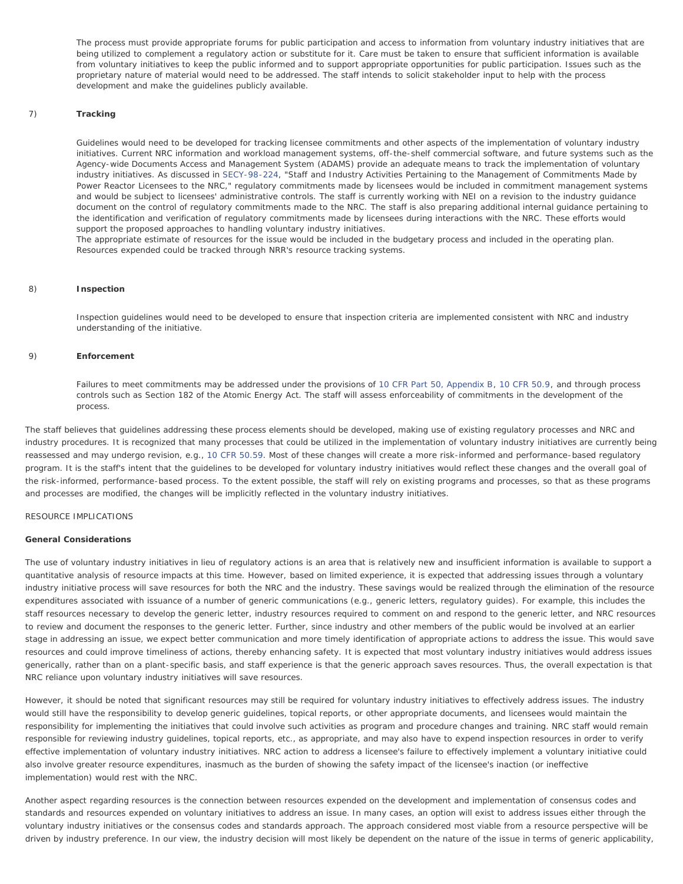The process must provide appropriate forums for public participation and access to information from voluntary industry initiatives that are being utilized to complement a regulatory action or substitute for it. Care must be taken to ensure that sufficient information is available from voluntary initiatives to keep the public informed and to support appropriate opportunities for public participation. Issues such as the proprietary nature of material would need to be addressed. The staff intends to solicit stakeholder input to help with the process development and make the guidelines publicly available.

7) **Tracking**

Guidelines would need to be developed for tracking licensee commitments and other aspects of the implementation of voluntary industry initiatives. Current NRC information and workload management systems, off-the-shelf commercial software, and future systems such as the Agency-wide Documents Access and Management System (ADAMS) provide an adequate means to track the implementation of voluntary industry initiatives. As discussed in SECY-98-224, "Staff and Industry Activities Pertaining to the Management of Commitments Made by Power Reactor Licensees to the NRC," regulatory commitments made by licensees would be included in commitment management systems and would be subject to licensees' administrative controls. The staff is currently working with NEI on a revision to the industry guidance document on the control of regulatory commitments made to the NRC. The staff is also preparing additional internal guidance pertaining to the identification and verification of regulatory commitments made by licensees during interactions with the NRC. These efforts would support the proposed approaches to handling voluntary industry initiatives.
The appropriate estimate of resources for the issue would be included in the budgetary process and included in the operating plan. Resources expended could be tracked through NRR's resource tracking systems.

8) **Inspection**

Inspection guidelines would need to be developed to ensure that inspection criteria are implemented consistent with NRC and industry understanding of the initiative.

9) **Enforcement**

Failures to meet commitments may be addressed under the provisions of 10 CFR Part 50, Appendix B, 10 CFR 50.9, and through process controls such as Section 182 of the Atomic Energy Act. The staff will assess enforceability of commitments in the development of the process.

The staff believes that guidelines addressing these process elements should be developed, making use of existing regulatory processes and NRC and industry procedures. It is recognized that many processes that could be utilized in the implementation of voluntary industry initiatives are currently being reassessed and may undergo revision, e.g., 10 CFR 50.59. Most of these changes will create a more risk-informed and performance-based regulatory program. It is the staff's intent that the guidelines to be developed for voluntary industry initiatives would reflect these changes and the overall goal of the risk-informed, performance-based process. To the extent possible, the staff will rely on existing programs and processes, so that as these programs and processes are modified, the changes will be implicitly reflected in the voluntary industry initiatives.

RESOURCE IMPLICATIONS

**General Considerations**

The use of voluntary industry initiatives in lieu of regulatory actions is an area that is relatively new and insufficient information is available to support a quantitative analysis of resource impacts at this time. However, based on limited experience, it is expected that addressing issues through a voluntary industry initiative process will save resources for both the NRC and the industry. These savings would be realized through the elimination of the resource expenditures associated with issuance of a number of generic communications (e.g., generic letters, regulatory guides). For example, this includes the staff resources necessary to develop the generic letter, industry resources required to comment on and respond to the generic letter, and NRC resources to review and document the responses to the generic letter. Further, since industry and other members of the public would be involved at an earlier stage in addressing an issue, we expect better communication and more timely identification of appropriate actions to address the issue. This would save resources and could improve timeliness of actions, thereby enhancing safety. It is expected that most voluntary industry initiatives would address issues generically, rather than on a plant-specific basis, and staff experience is that the generic approach saves resources. Thus, the overall expectation is that NRC reliance upon voluntary industry initiatives will save resources.

However, it should be noted that significant resources may still be required for voluntary industry initiatives to effectively address issues. The industry would still have the responsibility to develop generic guidelines, topical reports, or other appropriate documents, and licensees would maintain the responsibility for implementing the initiatives that could involve such activities as program and procedure changes and training. NRC staff would remain responsible for reviewing industry guidelines, topical reports, etc., as appropriate, and may also have to expend inspection resources in order to verify effective implementation of voluntary industry initiatives. NRC action to address a licensee's failure to effectively implement a voluntary initiative could also involve greater resource expenditures, inasmuch as the burden of showing the safety impact of the licensee's inaction (or ineffective implementation) would rest with the NRC.

Another aspect regarding resources is the connection between resources expended on the development and implementation of consensus codes and standards and resources expended on voluntary initiatives to address an issue. In many cases, an option will exist to address issues either through the voluntary industry initiatives or the consensus codes and standards approach. The approach considered most viable from a resource perspective will be driven by industry preference. In our view, the industry decision will most likely be dependent on the nature of the issue in terms of generic applicability,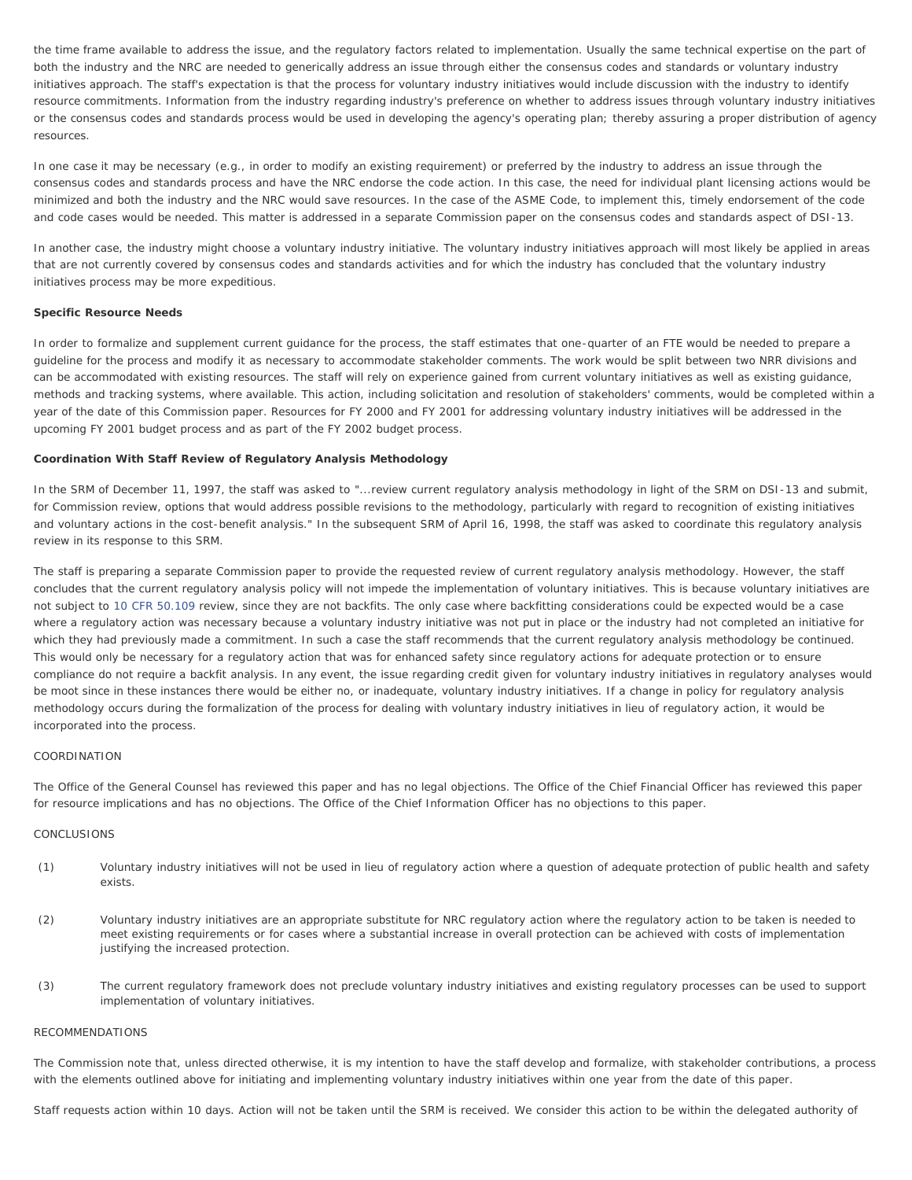the time frame available to address the issue, and the regulatory factors related to implementation. Usually the same technical expertise on the part of both the industry and the NRC are needed to generically address an issue through either the consensus codes and standards or voluntary industry initiatives approach. The staff's expectation is that the process for voluntary industry initiatives would include discussion with the industry to identify resource commitments. Information from the industry regarding industry's preference on whether to address issues through voluntary industry initiatives or the consensus codes and standards process would be used in developing the agency's operating plan; thereby assuring a proper distribution of agency resources.

In one case it may be necessary (e.g., in order to modify an existing requirement) or preferred by the industry to address an issue through the consensus codes and standards process and have the NRC endorse the code action. In this case, the need for individual plant licensing actions would be minimized and both the industry and the NRC would save resources. In the case of the ASME Code, to implement this, timely endorsement of the code and code cases would be needed. This matter is addressed in a separate Commission paper on the consensus codes and standards aspect of DSI-13.

In another case, the industry might choose a voluntary industry initiative. The voluntary industry initiatives approach will most likely be applied in areas that are not currently covered by consensus codes and standards activities and for which the industry has concluded that the voluntary industry initiatives process may be more expeditious.

**Specific Resource Needs**

In order to formalize and supplement current guidance for the process, the staff estimates that one-quarter of an FTE would be needed to prepare a guideline for the process and modify it as necessary to accommodate stakeholder comments. The work would be split between two NRR divisions and can be accommodated with existing resources. The staff will rely on experience gained from current voluntary initiatives as well as existing guidance, methods and tracking systems, where available. This action, including solicitation and resolution of stakeholders' comments, would be completed within a year of the date of this Commission paper. Resources for FY 2000 and FY 2001 for addressing voluntary industry initiatives will be addressed in the upcoming FY 2001 budget process and as part of the FY 2002 budget process.

**Coordination With Staff Review of Regulatory Analysis Methodology**

In the SRM of December 11, 1997, the staff was asked to "...review current regulatory analysis methodology in light of the SRM on DSI-13 and submit, for Commission review, options that would address possible revisions to the methodology, particularly with regard to recognition of existing initiatives and voluntary actions in the cost-benefit analysis." In the subsequent SRM of April 16, 1998, the staff was asked to coordinate this regulatory analysis review in its response to this SRM.

The staff is preparing a separate Commission paper to provide the requested review of current regulatory analysis methodology. However, the staff concludes that the current regulatory analysis policy will not impede the implementation of voluntary initiatives. This is because voluntary initiatives are not subject to 10 CFR 50.109 review, since they are not backfits. The only case where backfitting considerations could be expected would be a case where a regulatory action was necessary because a voluntary industry initiative was not put in place or the industry had not completed an initiative for which they had previously made a commitment. In such a case the staff recommends that the current regulatory analysis methodology be continued. This would only be necessary for a regulatory action that was for enhanced safety since regulatory actions for adequate protection or to ensure compliance do not require a backfit analysis. In any event, the issue regarding credit given for voluntary industry initiatives in regulatory analyses would be moot since in these instances there would be either no, or inadequate, voluntary industry initiatives. If a change in policy for regulatory analysis methodology occurs during the formalization of the process for dealing with voluntary industry initiatives in lieu of regulatory action, it would be incorporated into the process.

COORDINATION

The Office of the General Counsel has reviewed this paper and has no legal objections. The Office of the Chief Financial Officer has reviewed this paper for resource implications and has no objections. The Office of the Chief Information Officer has no objections to this paper.

CONCLUSIONS

(1) Voluntary industry initiatives will not be used in lieu of regulatory action where a question of adequate protection of public health and safety exists.

(2) Voluntary industry initiatives are an appropriate substitute for NRC regulatory action where the regulatory action to be taken is needed to meet existing requirements or for cases where a substantial increase in overall protection can be achieved with costs of implementation justifying the increased protection.

(3) The current regulatory framework does not preclude voluntary industry initiatives and existing regulatory processes can be used to support implementation of voluntary initiatives.

RECOMMENDATIONS

The Commission note that, unless directed otherwise, it is my intention to have the staff develop and formalize, with stakeholder contributions, a process with the elements outlined above for initiating and implementing voluntary industry initiatives within one year from the date of this paper.

Staff requests action within 10 days. Action will not be taken until the SRM is received. We consider this action to be within the delegated authority of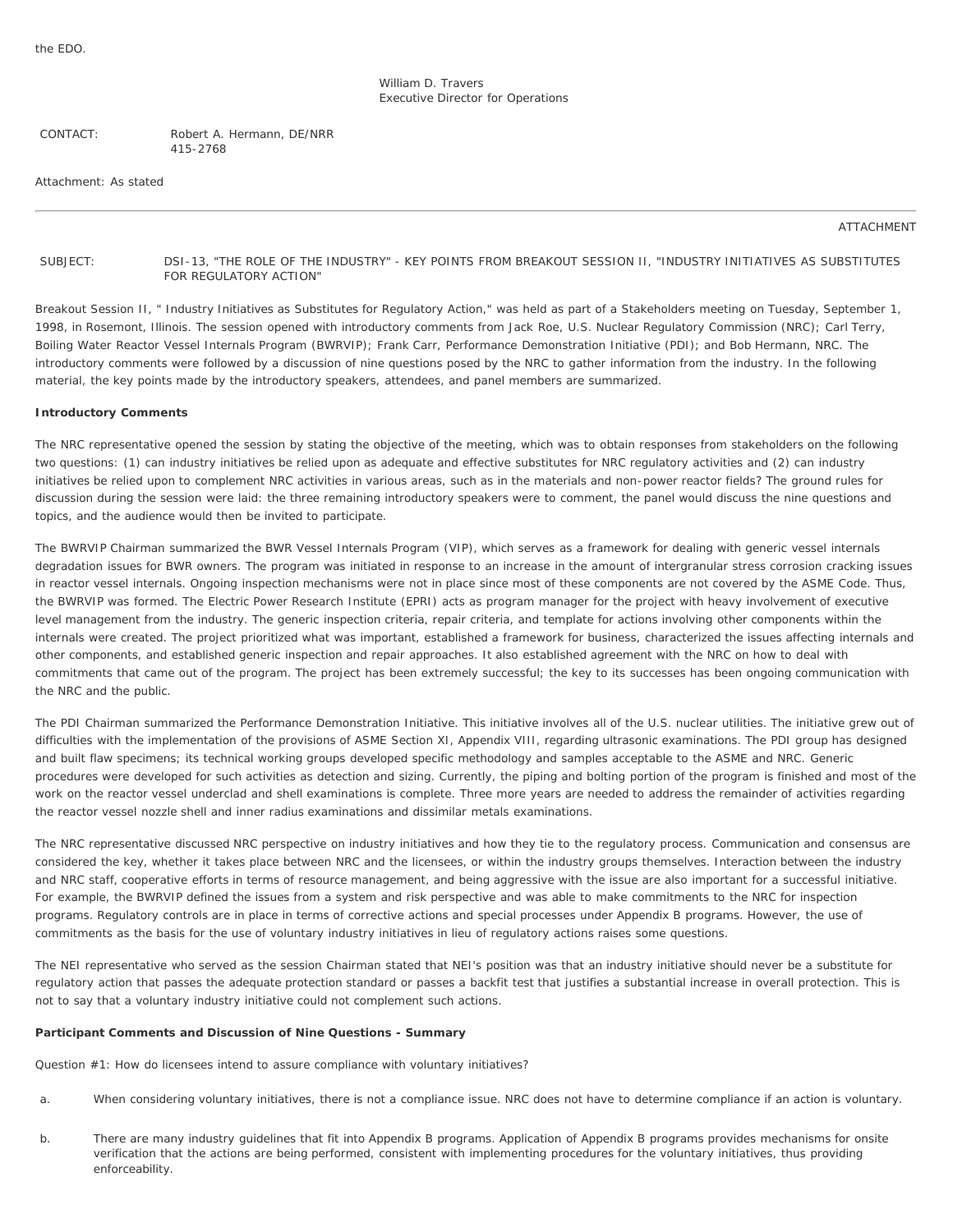the EDO.

William D. Travers
Executive Director for Operations

CONTACT: Robert A. Hermann, DE/NRR
415-2768

Attachment: As stated

---

ATTACHMENT

SUBJECT: DSI-13, "THE ROLE OF THE INDUSTRY" - KEY POINTS FROM BREAKOUT SESSION II, "INDUSTRY INITIATIVES AS SUBSTITUTES FOR REGULATORY ACTION"

Breakout Session II, " Industry Initiatives as Substitutes for Regulatory Action," was held as part of a Stakeholders meeting on Tuesday, September 1, 1998, in Rosemont, Illinois. The session opened with introductory comments from Jack Roe, U.S. Nuclear Regulatory Commission (NRC); Carl Terry, Boiling Water Reactor Vessel Internals Program (BWRVIP); Frank Carr, Performance Demonstration Initiative (PDI); and Bob Hermann, NRC. The introductory comments were followed by a discussion of nine questions posed by the NRC to gather information from the industry. In the following material, the key points made by the introductory speakers, attendees, and panel members are summarized.

**Introductory Comments**

The NRC representative opened the session by stating the objective of the meeting, which was to obtain responses from stakeholders on the following two questions: (1) can industry initiatives be relied upon as adequate and effective substitutes for NRC regulatory activities and (2) can industry initiatives be relied upon to complement NRC activities in various areas, such as in the materials and non-power reactor fields? The ground rules for discussion during the session were laid: the three remaining introductory speakers were to comment, the panel would discuss the nine questions and topics, and the audience would then be invited to participate.

The BWRVIP Chairman summarized the BWR Vessel Internals Program (VIP), which serves as a framework for dealing with generic vessel internals degradation issues for BWR owners. The program was initiated in response to an increase in the amount of intergranular stress corrosion cracking issues in reactor vessel internals. Ongoing inspection mechanisms were not in place since most of these components are not covered by the ASME Code. Thus, the BWRVIP was formed. The Electric Power Research Institute (EPRI) acts as program manager for the project with heavy involvement of executive level management from the industry. The generic inspection criteria, repair criteria, and template for actions involving other components within the internals were created. The project prioritized what was important, established a framework for business, characterized the issues affecting internals and other components, and established generic inspection and repair approaches. It also established agreement with the NRC on how to deal with commitments that came out of the program. The project has been extremely successful; the key to its successes has been ongoing communication with the NRC and the public.

The PDI Chairman summarized the Performance Demonstration Initiative. This initiative involves all of the U.S. nuclear utilities. The initiative grew out of difficulties with the implementation of the provisions of ASME Section XI, Appendix VIII, regarding ultrasonic examinations. The PDI group has designed and built flaw specimens; its technical working groups developed specific methodology and samples acceptable to the ASME and NRC. Generic procedures were developed for such activities as detection and sizing. Currently, the piping and bolting portion of the program is finished and most of the work on the reactor vessel underclad and shell examinations is complete. Three more years are needed to address the remainder of activities regarding the reactor vessel nozzle shell and inner radius examinations and dissimilar metals examinations.

The NRC representative discussed NRC perspective on industry initiatives and how they tie to the regulatory process. Communication and consensus are considered the key, whether it takes place between NRC and the licensees, or within the industry groups themselves. Interaction between the industry and NRC staff, cooperative efforts in terms of resource management, and being aggressive with the issue are also important for a successful initiative. For example, the BWRVIP defined the issues from a system and risk perspective and was able to make commitments to the NRC for inspection programs. Regulatory controls are in place in terms of corrective actions and special processes under Appendix B programs. However, the use of commitments as the basis for the use of voluntary industry initiatives in lieu of regulatory actions raises some questions.

The NEI representative who served as the session Chairman stated that NEI's position was that an industry initiative should never be a substitute for regulatory action that passes the adequate protection standard or passes a backfit test that justifies a substantial increase in overall protection. This is not to say that a voluntary industry initiative could not complement such actions.

**Participant Comments and Discussion of Nine Questions - Summary**

Question #1: How do licensees intend to assure compliance with voluntary initiatives?

a. When considering voluntary initiatives, there is not a compliance issue. NRC does not have to determine compliance if an action is voluntary.

b. There are many industry guidelines that fit into Appendix B programs. Application of Appendix B programs provides mechanisms for onsite verification that the actions are being performed, consistent with implementing procedures for the voluntary initiatives, thus providing enforceability.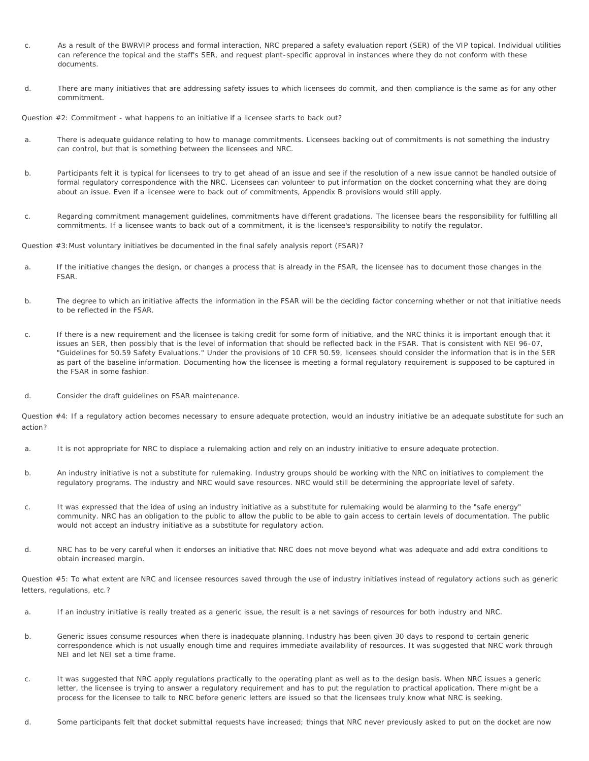c. As a result of the BWRVIP process and formal interaction, NRC prepared a safety evaluation report (SER) of the VIP topical. Individual utilities can reference the topical and the staff's SER, and request plant-specific approval in instances where they do not conform with these documents.

d. There are many initiatives that are addressing safety issues to which licensees do commit, and then compliance is the same as for any other commitment.

Question #2: Commitment - what happens to an initiative if a licensee starts to back out?

a. There is adequate guidance relating to how to manage commitments. Licensees backing out of commitments is not something the industry can control, but that is something between the licensees and NRC.

b. Participants felt it is typical for licensees to try to get ahead of an issue and see if the resolution of a new issue cannot be handled outside of formal regulatory correspondence with the NRC. Licensees can volunteer to put information on the docket concerning what they are doing about an issue. Even if a licensee were to back out of commitments, Appendix B provisions would still apply.

c. Regarding commitment management guidelines, commitments have different gradations. The licensee bears the responsibility for fulfilling all commitments. If a licensee wants to back out of a commitment, it is the licensee's responsibility to notify the regulator.

Question #3: Must voluntary initiatives be documented in the final safely analysis report (FSAR)?

a. If the initiative changes the design, or changes a process that is already in the FSAR, the licensee has to document those changes in the FSAR.

b. The degree to which an initiative affects the information in the FSAR will be the deciding factor concerning whether or not that initiative needs to be reflected in the FSAR.

c. If there is a new requirement and the licensee is taking credit for some form of initiative, and the NRC thinks it is important enough that it issues an SER, then possibly that is the level of information that should be reflected back in the FSAR. That is consistent with NEI 96-07, "Guidelines for 50.59 Safety Evaluations." Under the provisions of 10 CFR 50.59, licensees should consider the information that is in the SER as part of the baseline information. Documenting how the licensee is meeting a formal regulatory requirement is supposed to be captured in the FSAR in some fashion.

d. Consider the draft guidelines on FSAR maintenance.

Question #4: If a regulatory action becomes necessary to ensure adequate protection, would an industry initiative be an adequate substitute for such an action?

a. It is not appropriate for NRC to displace a rulemaking action and rely on an industry initiative to ensure adequate protection.

b. An industry initiative is not a substitute for rulemaking. Industry groups should be working with the NRC on initiatives to complement the regulatory programs. The industry and NRC would save resources. NRC would still be determining the appropriate level of safety.

c. It was expressed that the idea of using an industry initiative as a substitute for rulemaking would be alarming to the "safe energy" community. NRC has an obligation to the public to allow the public to be able to gain access to certain levels of documentation. The public would not accept an industry initiative as a substitute for regulatory action.

d. NRC has to be very careful when it endorses an initiative that NRC does not move beyond what was adequate and add extra conditions to obtain increased margin.

Question #5: To what extent are NRC and licensee resources saved through the use of industry initiatives instead of regulatory actions such as generic letters, regulations, etc.?

a. If an industry initiative is really treated as a generic issue, the result is a net savings of resources for both industry and NRC.

b. Generic issues consume resources when there is inadequate planning. Industry has been given 30 days to respond to certain generic correspondence which is not usually enough time and requires immediate availability of resources. It was suggested that NRC work through NEI and let NEI set a time frame.

c. It was suggested that NRC apply regulations practically to the operating plant as well as to the design basis. When NRC issues a generic letter, the licensee is trying to answer a regulatory requirement and has to put the regulation to practical application. There might be a process for the licensee to talk to NRC before generic letters are issued so that the licensees truly know what NRC is seeking.

d. Some participants felt that docket submittal requests have increased; things that NRC never previously asked to put on the docket are now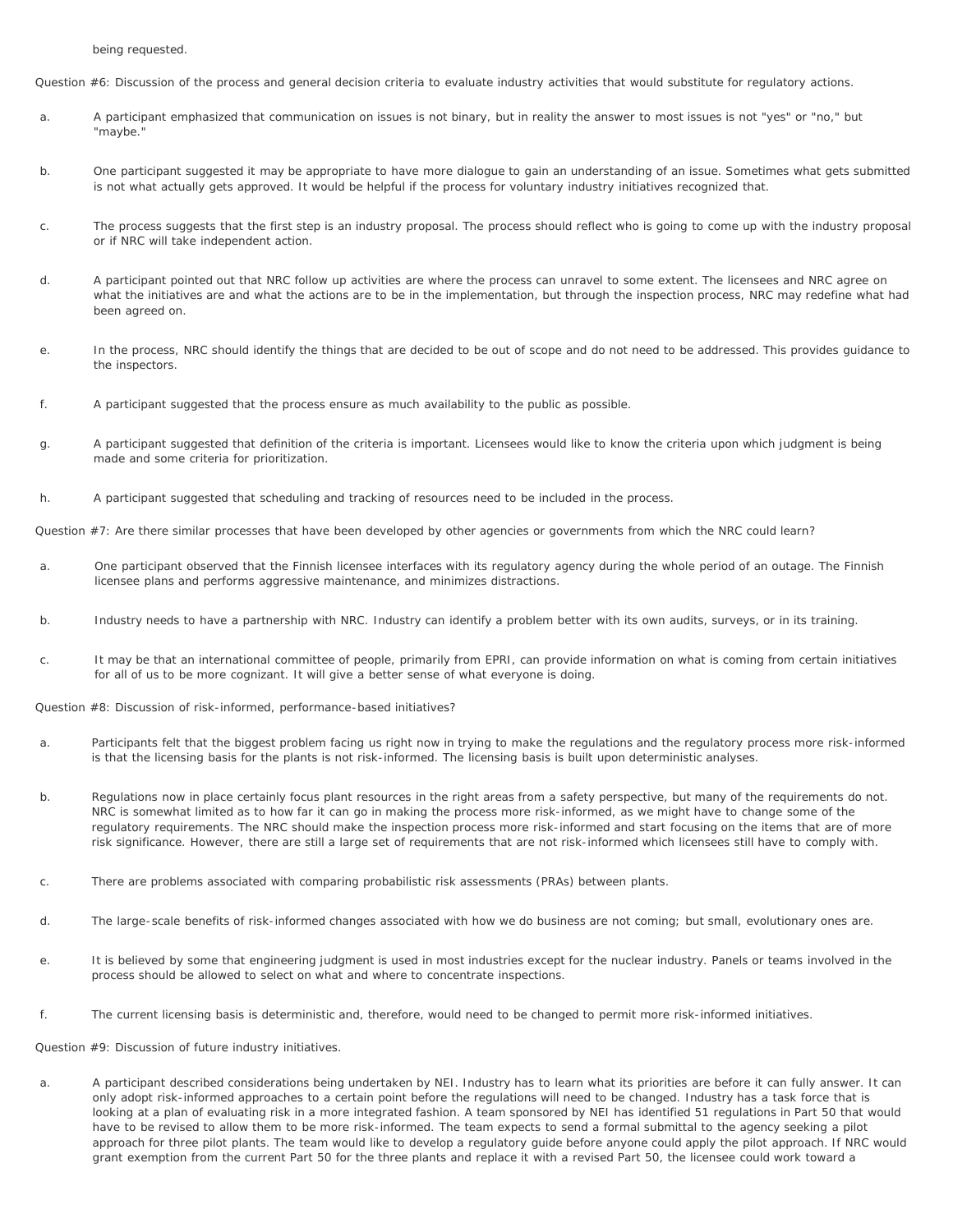being requested.

Question #6: Discussion of the process and general decision criteria to evaluate industry activities that would substitute for regulatory actions.

a. A participant emphasized that communication on issues is not binary, but in reality the answer to most issues is not "yes" or "no," but "maybe."

b. One participant suggested it may be appropriate to have more dialogue to gain an understanding of an issue. Sometimes what gets submitted is not what actually gets approved. It would be helpful if the process for voluntary industry initiatives recognized that.

c. The process suggests that the first step is an industry proposal. The process should reflect who is going to come up with the industry proposal or if NRC will take independent action.

d. A participant pointed out that NRC follow up activities are where the process can unravel to some extent. The licensees and NRC agree on what the initiatives are and what the actions are to be in the implementation, but through the inspection process, NRC may redefine what had been agreed on.

e. In the process, NRC should identify the things that are decided to be out of scope and do not need to be addressed. This provides guidance to the inspectors.

f. A participant suggested that the process ensure as much availability to the public as possible.

g. A participant suggested that definition of the criteria is important. Licensees would like to know the criteria upon which judgment is being made and some criteria for prioritization.

h. A participant suggested that scheduling and tracking of resources need to be included in the process.

Question #7: Are there similar processes that have been developed by other agencies or governments from which the NRC could learn?

a. One participant observed that the Finnish licensee interfaces with its regulatory agency during the whole period of an outage. The Finnish licensee plans and performs aggressive maintenance, and minimizes distractions.

b. Industry needs to have a partnership with NRC. Industry can identify a problem better with its own audits, surveys, or in its training.

c. It may be that an international committee of people, primarily from EPRI, can provide information on what is coming from certain initiatives for all of us to be more cognizant. It will give a better sense of what everyone is doing.

Question #8: Discussion of risk-informed, performance-based initiatives?

a. Participants felt that the biggest problem facing us right now in trying to make the regulations and the regulatory process more risk-informed is that the licensing basis for the plants is not risk-informed. The licensing basis is built upon deterministic analyses.

b. Regulations now in place certainly focus plant resources in the right areas from a safety perspective, but many of the requirements do not. NRC is somewhat limited as to how far it can go in making the process more risk-informed, as we might have to change some of the regulatory requirements. The NRC should make the inspection process more risk-informed and start focusing on the items that are of more risk significance. However, there are still a large set of requirements that are not risk-informed which licensees still have to comply with.

c. There are problems associated with comparing probabilistic risk assessments (PRAs) between plants.

d. The large-scale benefits of risk-informed changes associated with how we do business are not coming; but small, evolutionary ones are.

e. It is believed by some that engineering judgment is used in most industries except for the nuclear industry. Panels or teams involved in the process should be allowed to select on what and where to concentrate inspections.

f. The current licensing basis is deterministic and, therefore, would need to be changed to permit more risk-informed initiatives.

Question #9: Discussion of future industry initiatives.

a. A participant described considerations being undertaken by NEI. Industry has to learn what its priorities are before it can fully answer. It can only adopt risk-informed approaches to a certain point before the regulations will need to be changed. Industry has a task force that is looking at a plan of evaluating risk in a more integrated fashion. A team sponsored by NEI has identified 51 regulations in Part 50 that would have to be revised to allow them to be more risk-informed. The team expects to send a formal submittal to the agency seeking a pilot approach for three pilot plants. The team would like to develop a regulatory guide before anyone could apply the pilot approach. If NRC would grant exemption from the current Part 50 for the three plants and replace it with a revised Part 50, the licensee could work toward a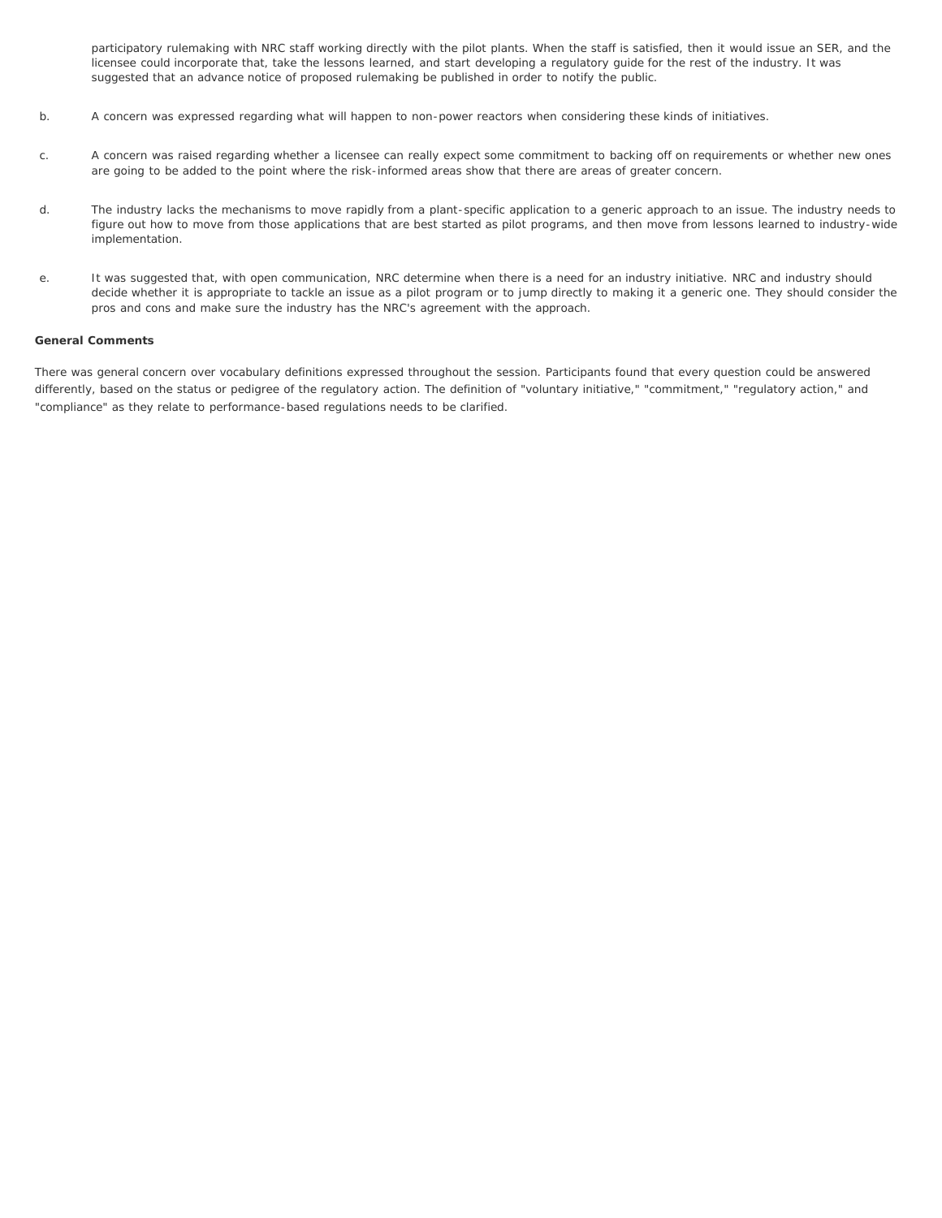participatory rulemaking with NRC staff working directly with the pilot plants. When the staff is satisfied, then it would issue an SER, and the licensee could incorporate that, take the lessons learned, and start developing a regulatory guide for the rest of the industry. It was suggested that an advance notice of proposed rulemaking be published in order to notify the public.

b. A concern was expressed regarding what will happen to non-power reactors when considering these kinds of initiatives.

c. A concern was raised regarding whether a licensee can really expect some commitment to backing off on requirements or whether new ones are going to be added to the point where the risk-informed areas show that there are areas of greater concern.

d. The industry lacks the mechanisms to move rapidly from a plant-specific application to a generic approach to an issue. The industry needs to figure out how to move from those applications that are best started as pilot programs, and then move from lessons learned to industry-wide implementation.

e. It was suggested that, with open communication, NRC determine when there is a need for an industry initiative. NRC and industry should decide whether it is appropriate to tackle an issue as a pilot program or to jump directly to making it a generic one. They should consider the pros and cons and make sure the industry has the NRC's agreement with the approach.

**General Comments**

There was general concern over vocabulary definitions expressed throughout the session. Participants found that every question could be answered differently, based on the status or pedigree of the regulatory action. The definition of "voluntary initiative," "commitment," "regulatory action," and "compliance" as they relate to performance-based regulations needs to be clarified.